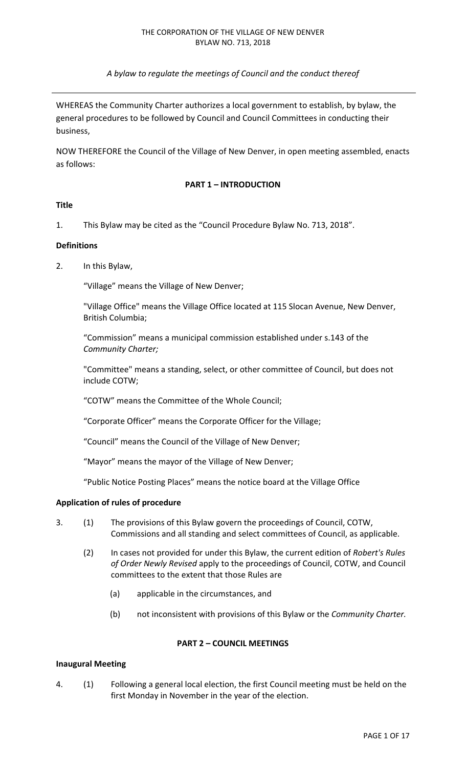THE CORPORATION OF THE VILLAGE OF NEW DENVER
BYLAW NO. 713, 2018

*A bylaw to regulate the meetings of Council and the conduct thereof*

---

WHEREAS the Community Charter authorizes a local government to establish, by bylaw, the general procedures to be followed by Council and Council Committees in conducting their business,

NOW THEREFORE the Council of the Village of New Denver, in open meeting assembled, enacts as follows:

## PART 1 – INTRODUCTION

### Title

1. This Bylaw may be cited as the "Council Procedure Bylaw No. 713, 2018".

### Definitions

2. In this Bylaw,

   "Village" means the Village of New Denver;

   "Village Office" means the Village Office located at 115 Slocan Avenue, New Denver, British Columbia;

   "Commission" means a municipal commission established under s.143 of the *Community Charter;*

   "Committee" means a standing, select, or other committee of Council, but does not include COTW;

   "COTW" means the Committee of the Whole Council;

   "Corporate Officer" means the Corporate Officer for the Village;

   "Council" means the Council of the Village of New Denver;

   "Mayor" means the mayor of the Village of New Denver;

   "Public Notice Posting Places" means the notice board at the Village Office

### Application of rules of procedure

3. (1) The provisions of this Bylaw govern the proceedings of Council, COTW, Commissions and all standing and select committees of Council, as applicable.

   (2) In cases not provided for under this Bylaw, the current edition of *Robert's Rules of Order Newly Revised* apply to the proceedings of Council, COTW, and Council committees to the extent that those Rules are

      (a) applicable in the circumstances, and

      (b) not inconsistent with provisions of this Bylaw or the *Community Charter.*

## PART 2 – COUNCIL MEETINGS

### Inaugural Meeting

4. (1) Following a general local election, the first Council meeting must be held on the first Monday in November in the year of the election.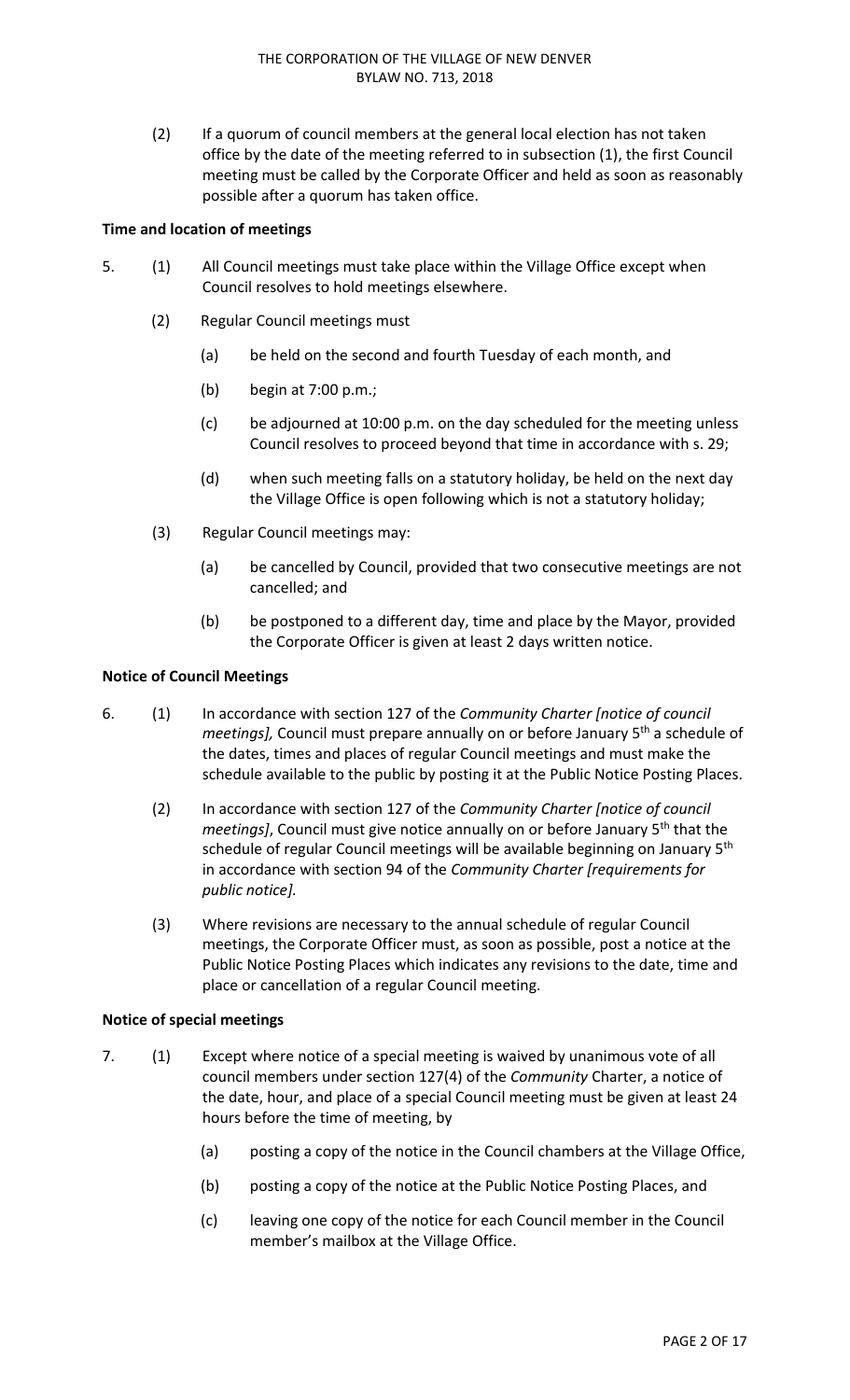(2) If a quorum of council members at the general local election has not taken office by the date of the meeting referred to in subsection (1), the first Council meeting must be called by the Corporate Officer and held as soon as reasonably possible after a quorum has taken office.

**Time and location of meetings**

5. (1) All Council meetings must take place within the Village Office except when Council resolves to hold meetings elsewhere.

   (2) Regular Council meetings must

   (a) be held on the second and fourth Tuesday of each month, and

   (b) begin at 7:00 p.m.;

   (c) be adjourned at 10:00 p.m. on the day scheduled for the meeting unless Council resolves to proceed beyond that time in accordance with s. 29;

   (d) when such meeting falls on a statutory holiday, be held on the next day the Village Office is open following which is not a statutory holiday;

   (3) Regular Council meetings may:

   (a) be cancelled by Council, provided that two consecutive meetings are not cancelled; and

   (b) be postponed to a different day, time and place by the Mayor, provided the Corporate Officer is given at least 2 days written notice.

**Notice of Council Meetings**

6. (1) In accordance with section 127 of the *Community Charter [notice of council meetings],* Council must prepare annually on or before January 5th a schedule of the dates, times and places of regular Council meetings and must make the schedule available to the public by posting it at the Public Notice Posting Places.

   (2) In accordance with section 127 of the *Community Charter [notice of council meetings]*, Council must give notice annually on or before January 5th that the schedule of regular Council meetings will be available beginning on January 5th in accordance with section 94 of the *Community Charter [requirements for public notice].*

   (3) Where revisions are necessary to the annual schedule of regular Council meetings, the Corporate Officer must, as soon as possible, post a notice at the Public Notice Posting Places which indicates any revisions to the date, time and place or cancellation of a regular Council meeting.

**Notice of special meetings**

7. (1) Except where notice of a special meeting is waived by unanimous vote of all council members under section 127(4) of the *Community* Charter, a notice of the date, hour, and place of a special Council meeting must be given at least 24 hours before the time of meeting, by

   (a) posting a copy of the notice in the Council chambers at the Village Office,

   (b) posting a copy of the notice at the Public Notice Posting Places, and

   (c) leaving one copy of the notice for each Council member in the Council member's mailbox at the Village Office.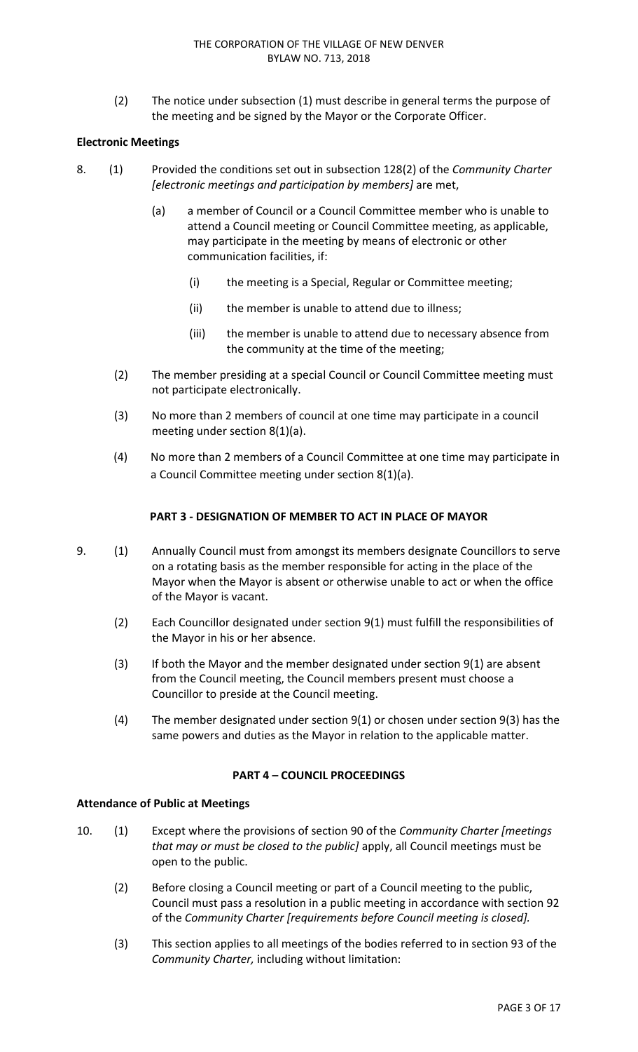(2) The notice under subsection (1) must describe in general terms the purpose of the meeting and be signed by the Mayor or the Corporate Officer.

**Electronic Meetings**

8. (1) Provided the conditions set out in subsection 128(2) of the *Community Charter [electronic meetings and participation by members]* are met,

   (a) a member of Council or a Council Committee member who is unable to attend a Council meeting or Council Committee meeting, as applicable, may participate in the meeting by means of electronic or other communication facilities, if:

      (i) the meeting is a Special, Regular or Committee meeting;

      (ii) the member is unable to attend due to illness;

      (iii) the member is unable to attend due to necessary absence from the community at the time of the meeting;

   (2) The member presiding at a special Council or Council Committee meeting must not participate electronically.

   (3) No more than 2 members of council at one time may participate in a council meeting under section 8(1)(a).

   (4) No more than 2 members of a Council Committee at one time may participate in a Council Committee meeting under section 8(1)(a).

## PART 3 - DESIGNATION OF MEMBER TO ACT IN PLACE OF MAYOR

9. (1) Annually Council must from amongst its members designate Councillors to serve on a rotating basis as the member responsible for acting in the place of the Mayor when the Mayor is absent or otherwise unable to act or when the office of the Mayor is vacant.

   (2) Each Councillor designated under section 9(1) must fulfill the responsibilities of the Mayor in his or her absence.

   (3) If both the Mayor and the member designated under section 9(1) are absent from the Council meeting, the Council members present must choose a Councillor to preside at the Council meeting.

   (4) The member designated under section 9(1) or chosen under section 9(3) has the same powers and duties as the Mayor in relation to the applicable matter.

## PART 4 – COUNCIL PROCEEDINGS

**Attendance of Public at Meetings**

10. (1) Except where the provisions of section 90 of the *Community Charter [meetings that may or must be closed to the public]* apply, all Council meetings must be open to the public.

   (2) Before closing a Council meeting or part of a Council meeting to the public, Council must pass a resolution in a public meeting in accordance with section 92 of the *Community Charter [requirements before Council meeting is closed].*

   (3) This section applies to all meetings of the bodies referred to in section 93 of the *Community Charter,* including without limitation: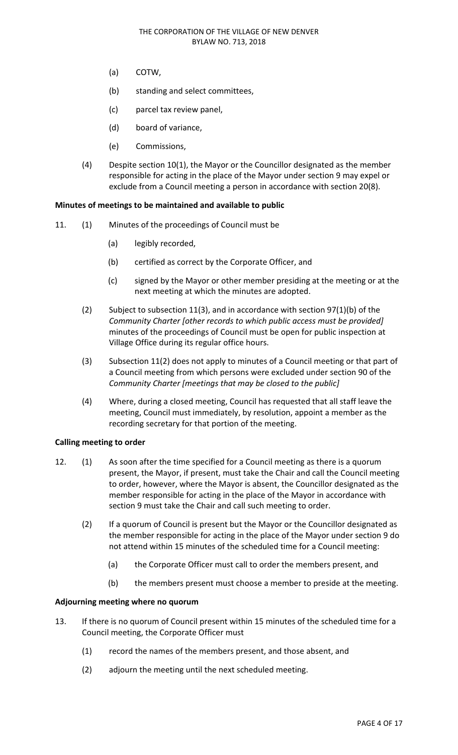(a) COTW,

(b) standing and select committees,

(c) parcel tax review panel,

(d) board of variance,

(e) Commissions,

(4) Despite section 10(1), the Mayor or the Councillor designated as the member responsible for acting in the place of the Mayor under section 9 may expel or exclude from a Council meeting a person in accordance with section 20(8).

**Minutes of meetings to be maintained and available to public**

11. (1) Minutes of the proceedings of Council must be

(a) legibly recorded,

(b) certified as correct by the Corporate Officer, and

(c) signed by the Mayor or other member presiding at the meeting or at the next meeting at which the minutes are adopted.

(2) Subject to subsection 11(3), and in accordance with section 97(1)(b) of the *Community Charter [other records to which public access must be provided]* minutes of the proceedings of Council must be open for public inspection at Village Office during its regular office hours.

(3) Subsection 11(2) does not apply to minutes of a Council meeting or that part of a Council meeting from which persons were excluded under section 90 of the *Community Charter [meetings that may be closed to the public]*

(4) Where, during a closed meeting, Council has requested that all staff leave the meeting, Council must immediately, by resolution, appoint a member as the recording secretary for that portion of the meeting.

**Calling meeting to order**

12. (1) As soon after the time specified for a Council meeting as there is a quorum present, the Mayor, if present, must take the Chair and call the Council meeting to order, however, where the Mayor is absent, the Councillor designated as the member responsible for acting in the place of the Mayor in accordance with section 9 must take the Chair and call such meeting to order.

(2) If a quorum of Council is present but the Mayor or the Councillor designated as the member responsible for acting in the place of the Mayor under section 9 do not attend within 15 minutes of the scheduled time for a Council meeting:

(a) the Corporate Officer must call to order the members present, and

(b) the members present must choose a member to preside at the meeting.

**Adjourning meeting where no quorum**

13. If there is no quorum of Council present within 15 minutes of the scheduled time for a Council meeting, the Corporate Officer must

(1) record the names of the members present, and those absent, and

(2) adjourn the meeting until the next scheduled meeting.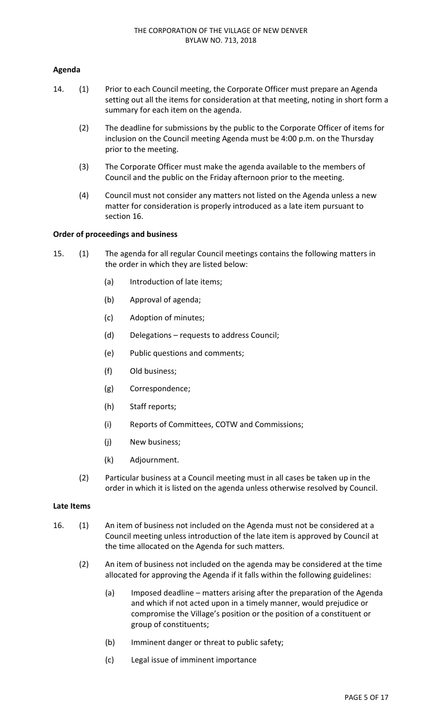**Agenda**

14. (1) Prior to each Council meeting, the Corporate Officer must prepare an Agenda setting out all the items for consideration at that meeting, noting in short form a summary for each item on the agenda.

    (2) The deadline for submissions by the public to the Corporate Officer of items for inclusion on the Council meeting Agenda must be 4:00 p.m. on the Thursday prior to the meeting.

    (3) The Corporate Officer must make the agenda available to the members of Council and the public on the Friday afternoon prior to the meeting.

    (4) Council must not consider any matters not listed on the Agenda unless a new matter for consideration is properly introduced as a late item pursuant to section 16.

**Order of proceedings and business**

15. (1) The agenda for all regular Council meetings contains the following matters in the order in which they are listed below:

    (a) Introduction of late items;

    (b) Approval of agenda;

    (c) Adoption of minutes;

    (d) Delegations – requests to address Council;

    (e) Public questions and comments;

    (f) Old business;

    (g) Correspondence;

    (h) Staff reports;

    (i) Reports of Committees, COTW and Commissions;

    (j) New business;

    (k) Adjournment.

    (2) Particular business at a Council meeting must in all cases be taken up in the order in which it is listed on the agenda unless otherwise resolved by Council.

**Late Items**

16. (1) An item of business not included on the Agenda must not be considered at a Council meeting unless introduction of the late item is approved by Council at the time allocated on the Agenda for such matters.

    (2) An item of business not included on the agenda may be considered at the time allocated for approving the Agenda if it falls within the following guidelines:

    (a) Imposed deadline – matters arising after the preparation of the Agenda and which if not acted upon in a timely manner, would prejudice or compromise the Village's position or the position of a constituent or group of constituents;

    (b) Imminent danger or threat to public safety;

    (c) Legal issue of imminent importance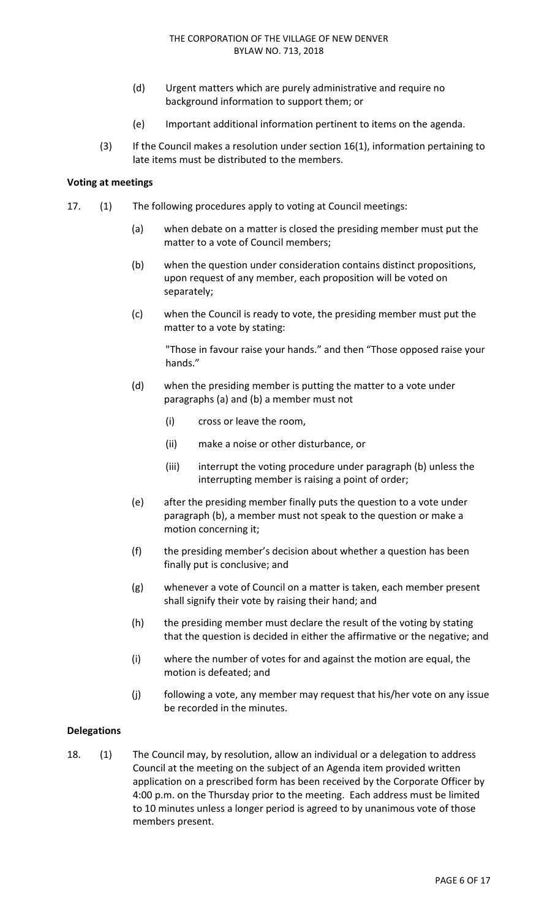(d) Urgent matters which are purely administrative and require no background information to support them; or

(e) Important additional information pertinent to items on the agenda.

(3) If the Council makes a resolution under section 16(1), information pertaining to late items must be distributed to the members.

**Voting at meetings**

17. (1) The following procedures apply to voting at Council meetings:

(a) when debate on a matter is closed the presiding member must put the matter to a vote of Council members;

(b) when the question under consideration contains distinct propositions, upon request of any member, each proposition will be voted on separately;

(c) when the Council is ready to vote, the presiding member must put the matter to a vote by stating:

"Those in favour raise your hands." and then "Those opposed raise your hands."

(d) when the presiding member is putting the matter to a vote under paragraphs (a) and (b) a member must not

(i) cross or leave the room,

(ii) make a noise or other disturbance, or

(iii) interrupt the voting procedure under paragraph (b) unless the interrupting member is raising a point of order;

(e) after the presiding member finally puts the question to a vote under paragraph (b), a member must not speak to the question or make a motion concerning it;

(f) the presiding member's decision about whether a question has been finally put is conclusive; and

(g) whenever a vote of Council on a matter is taken, each member present shall signify their vote by raising their hand; and

(h) the presiding member must declare the result of the voting by stating that the question is decided in either the affirmative or the negative; and

(i) where the number of votes for and against the motion are equal, the motion is defeated; and

(j) following a vote, any member may request that his/her vote on any issue be recorded in the minutes.

**Delegations**

18. (1) The Council may, by resolution, allow an individual or a delegation to address Council at the meeting on the subject of an Agenda item provided written application on a prescribed form has been received by the Corporate Officer by 4:00 p.m. on the Thursday prior to the meeting. Each address must be limited to 10 minutes unless a longer period is agreed to by unanimous vote of those members present.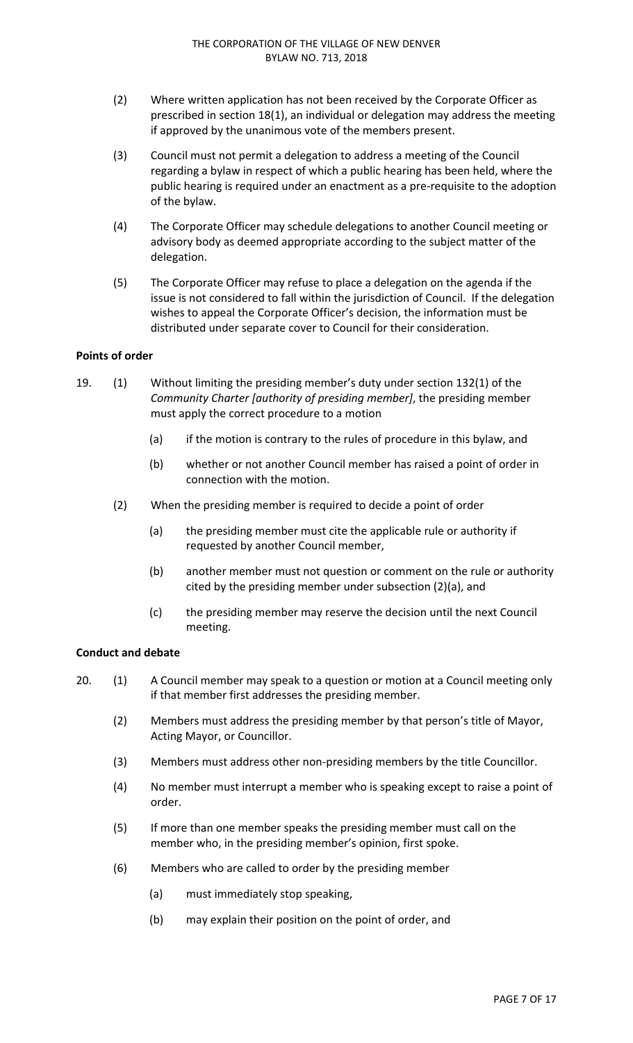(2) Where written application has not been received by the Corporate Officer as prescribed in section 18(1), an individual or delegation may address the meeting if approved by the unanimous vote of the members present.

(3) Council must not permit a delegation to address a meeting of the Council regarding a bylaw in respect of which a public hearing has been held, where the public hearing is required under an enactment as a pre-requisite to the adoption of the bylaw.

(4) The Corporate Officer may schedule delegations to another Council meeting or advisory body as deemed appropriate according to the subject matter of the delegation.

(5) The Corporate Officer may refuse to place a delegation on the agenda if the issue is not considered to fall within the jurisdiction of Council. If the delegation wishes to appeal the Corporate Officer's decision, the information must be distributed under separate cover to Council for their consideration.

**Points of order**

19. (1) Without limiting the presiding member's duty under section 132(1) of the *Community Charter [authority of presiding member]*, the presiding member must apply the correct procedure to a motion

   (a) if the motion is contrary to the rules of procedure in this bylaw, and

   (b) whether or not another Council member has raised a point of order in connection with the motion.

   (2) When the presiding member is required to decide a point of order

   (a) the presiding member must cite the applicable rule or authority if requested by another Council member,

   (b) another member must not question or comment on the rule or authority cited by the presiding member under subsection (2)(a), and

   (c) the presiding member may reserve the decision until the next Council meeting.

**Conduct and debate**

20. (1) A Council member may speak to a question or motion at a Council meeting only if that member first addresses the presiding member.

   (2) Members must address the presiding member by that person's title of Mayor, Acting Mayor, or Councillor.

   (3) Members must address other non-presiding members by the title Councillor.

   (4) No member must interrupt a member who is speaking except to raise a point of order.

   (5) If more than one member speaks the presiding member must call on the member who, in the presiding member's opinion, first spoke.

   (6) Members who are called to order by the presiding member

   (a) must immediately stop speaking,

   (b) may explain their position on the point of order, and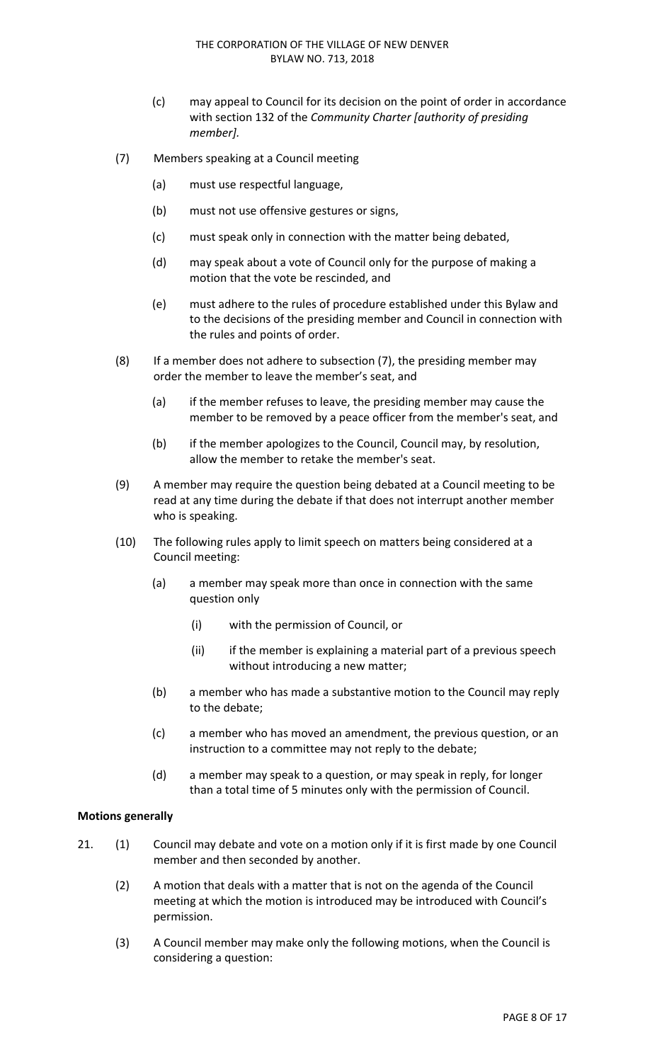(c) may appeal to Council for its decision on the point of order in accordance with section 132 of the *Community Charter [authority of presiding member].*

(7) Members speaking at a Council meeting

(a) must use respectful language,

(b) must not use offensive gestures or signs,

(c) must speak only in connection with the matter being debated,

(d) may speak about a vote of Council only for the purpose of making a motion that the vote be rescinded, and

(e) must adhere to the rules of procedure established under this Bylaw and to the decisions of the presiding member and Council in connection with the rules and points of order.

(8) If a member does not adhere to subsection (7), the presiding member may order the member to leave the member's seat, and

(a) if the member refuses to leave, the presiding member may cause the member to be removed by a peace officer from the member's seat, and

(b) if the member apologizes to the Council, Council may, by resolution, allow the member to retake the member's seat.

(9) A member may require the question being debated at a Council meeting to be read at any time during the debate if that does not interrupt another member who is speaking.

(10) The following rules apply to limit speech on matters being considered at a Council meeting:

(a) a member may speak more than once in connection with the same question only

(i) with the permission of Council, or

(ii) if the member is explaining a material part of a previous speech without introducing a new matter;

(b) a member who has made a substantive motion to the Council may reply to the debate;

(c) a member who has moved an amendment, the previous question, or an instruction to a committee may not reply to the debate;

(d) a member may speak to a question, or may speak in reply, for longer than a total time of 5 minutes only with the permission of Council.

**Motions generally**

21. (1) Council may debate and vote on a motion only if it is first made by one Council member and then seconded by another.

(2) A motion that deals with a matter that is not on the agenda of the Council meeting at which the motion is introduced may be introduced with Council's permission.

(3) A Council member may make only the following motions, when the Council is considering a question: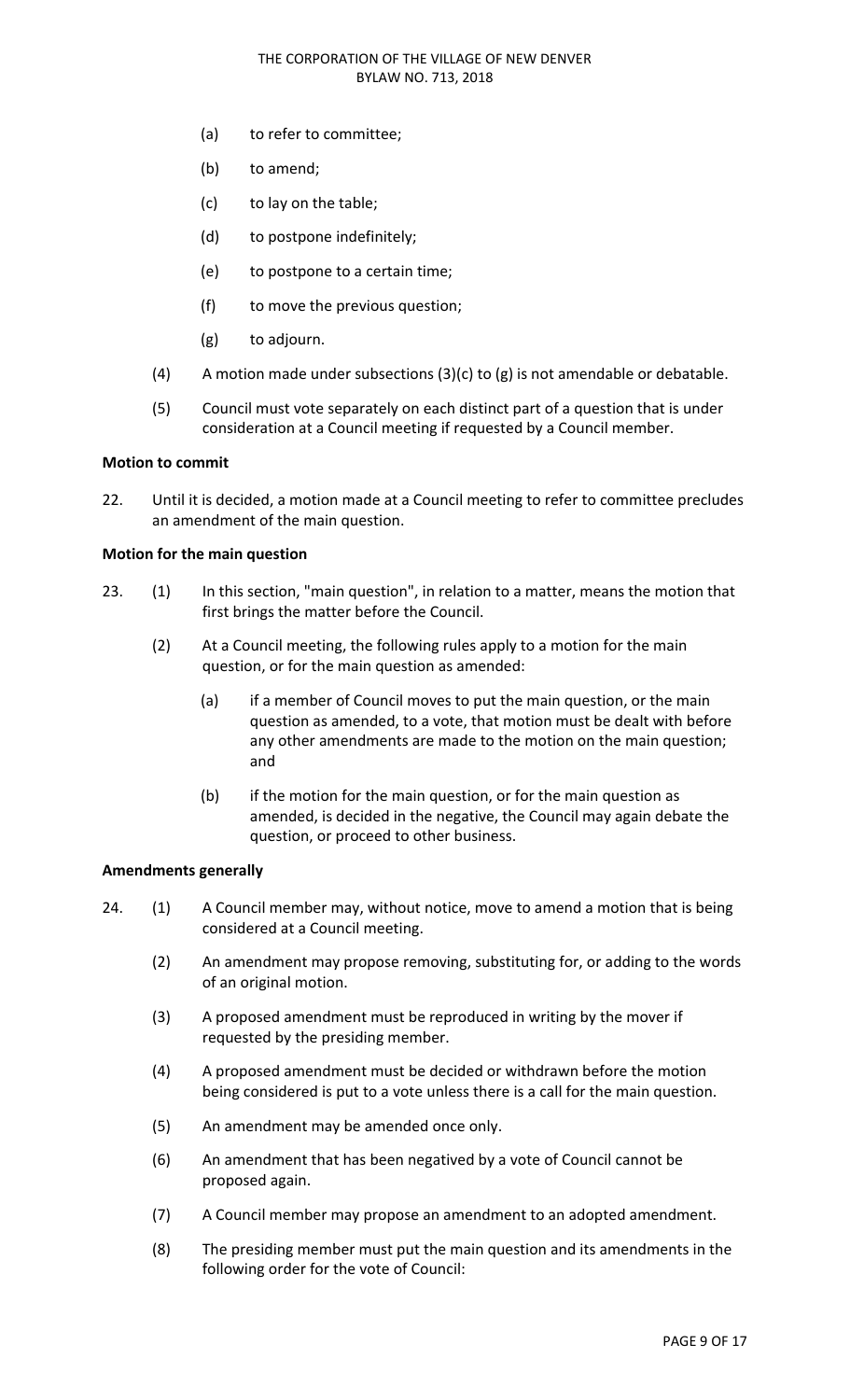(a) to refer to committee;

(b) to amend;

(c) to lay on the table;

(d) to postpone indefinitely;

(e) to postpone to a certain time;

(f) to move the previous question;

(g) to adjourn.

(4) A motion made under subsections (3)(c) to (g) is not amendable or debatable.

(5) Council must vote separately on each distinct part of a question that is under consideration at a Council meeting if requested by a Council member.

**Motion to commit**

22. Until it is decided, a motion made at a Council meeting to refer to committee precludes an amendment of the main question.

**Motion for the main question**

23. (1) In this section, "main question", in relation to a matter, means the motion that first brings the matter before the Council.

(2) At a Council meeting, the following rules apply to a motion for the main question, or for the main question as amended:

(a) if a member of Council moves to put the main question, or the main question as amended, to a vote, that motion must be dealt with before any other amendments are made to the motion on the main question; and

(b) if the motion for the main question, or for the main question as amended, is decided in the negative, the Council may again debate the question, or proceed to other business.

**Amendments generally**

24. (1) A Council member may, without notice, move to amend a motion that is being considered at a Council meeting.

(2) An amendment may propose removing, substituting for, or adding to the words of an original motion.

(3) A proposed amendment must be reproduced in writing by the mover if requested by the presiding member.

(4) A proposed amendment must be decided or withdrawn before the motion being considered is put to a vote unless there is a call for the main question.

(5) An amendment may be amended once only.

(6) An amendment that has been negatived by a vote of Council cannot be proposed again.

(7) A Council member may propose an amendment to an adopted amendment.

(8) The presiding member must put the main question and its amendments in the following order for the vote of Council: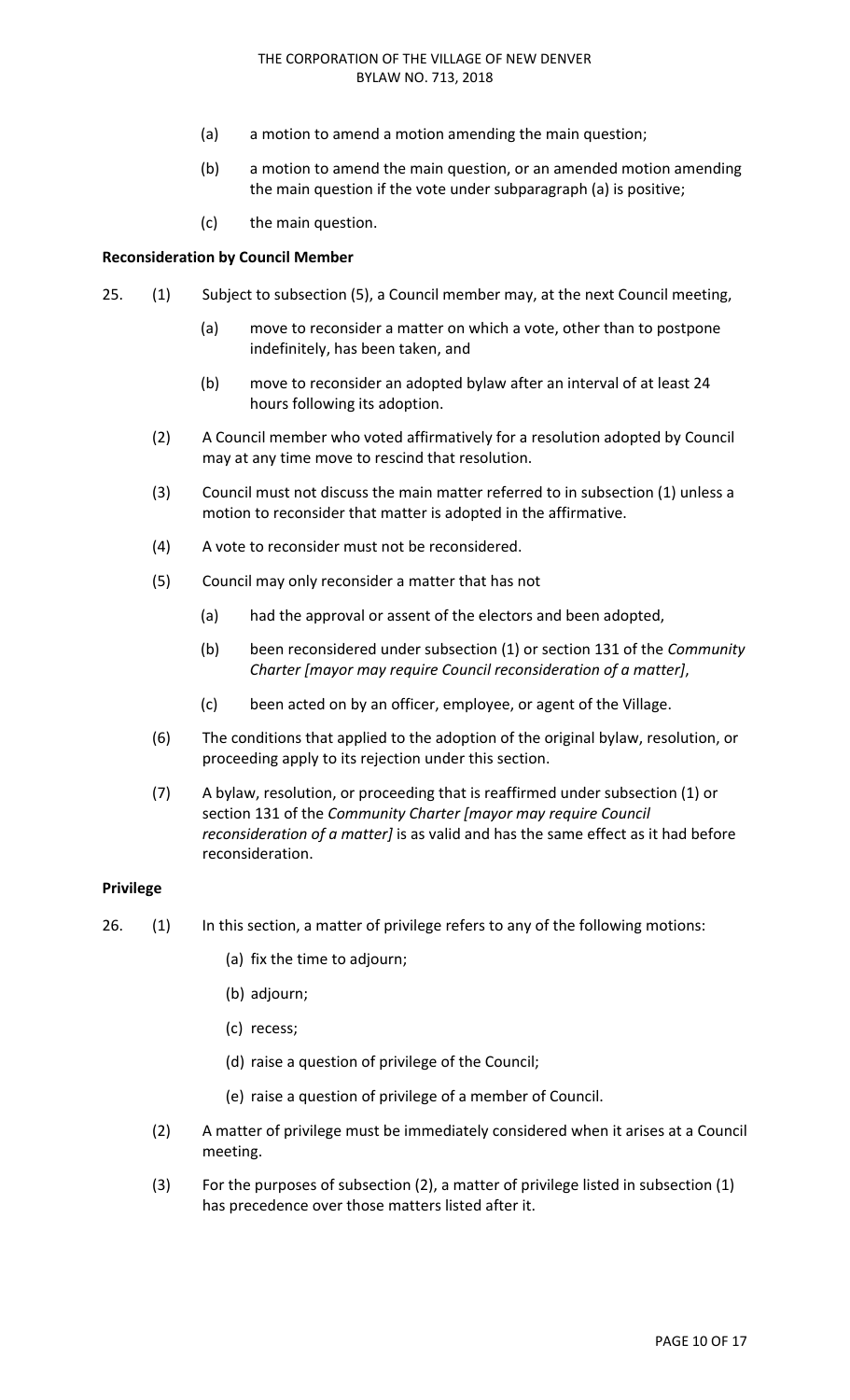(a) a motion to amend a motion amending the main question;

(b) a motion to amend the main question, or an amended motion amending the main question if the vote under subparagraph (a) is positive;

(c) the main question.

**Reconsideration by Council Member**

25. (1) Subject to subsection (5), a Council member may, at the next Council meeting,

(a) move to reconsider a matter on which a vote, other than to postpone indefinitely, has been taken, and

(b) move to reconsider an adopted bylaw after an interval of at least 24 hours following its adoption.

(2) A Council member who voted affirmatively for a resolution adopted by Council may at any time move to rescind that resolution.

(3) Council must not discuss the main matter referred to in subsection (1) unless a motion to reconsider that matter is adopted in the affirmative.

(4) A vote to reconsider must not be reconsidered.

(5) Council may only reconsider a matter that has not

(a) had the approval or assent of the electors and been adopted,

(b) been reconsidered under subsection (1) or section 131 of the *Community Charter [mayor may require Council reconsideration of a matter]*,

(c) been acted on by an officer, employee, or agent of the Village.

(6) The conditions that applied to the adoption of the original bylaw, resolution, or proceeding apply to its rejection under this section.

(7) A bylaw, resolution, or proceeding that is reaffirmed under subsection (1) or section 131 of the *Community Charter [mayor may require Council reconsideration of a matter]* is as valid and has the same effect as it had before reconsideration.

**Privilege**

26. (1) In this section, a matter of privilege refers to any of the following motions:

(a) fix the time to adjourn;

(b) adjourn;

(c) recess;

(d) raise a question of privilege of the Council;

(e) raise a question of privilege of a member of Council.

(2) A matter of privilege must be immediately considered when it arises at a Council meeting.

(3) For the purposes of subsection (2), a matter of privilege listed in subsection (1) has precedence over those matters listed after it.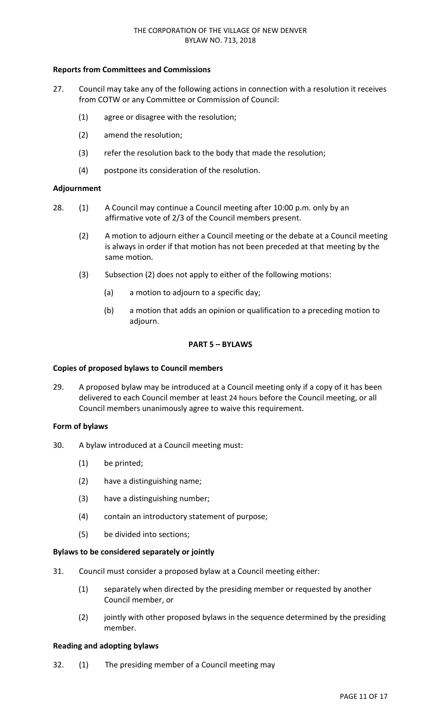**Reports from Committees and Commissions**

27. Council may take any of the following actions in connection with a resolution it receives from COTW or any Committee or Commission of Council:

    (1) agree or disagree with the resolution;

    (2) amend the resolution;

    (3) refer the resolution back to the body that made the resolution;

    (4) postpone its consideration of the resolution.

**Adjournment**

28. (1) A Council may continue a Council meeting after 10:00 p.m. only by an affirmative vote of 2/3 of the Council members present.

    (2) A motion to adjourn either a Council meeting or the debate at a Council meeting is always in order if that motion has not been preceded at that meeting by the same motion.

    (3) Subsection (2) does not apply to either of the following motions:

        (a) a motion to adjourn to a specific day;

        (b) a motion that adds an opinion or qualification to a preceding motion to adjourn.

**PART 5 – BYLAWS**

**Copies of proposed bylaws to Council members**

29. A proposed bylaw may be introduced at a Council meeting only if a copy of it has been delivered to each Council member at least 24 hours before the Council meeting, or all Council members unanimously agree to waive this requirement.

**Form of bylaws**

30. A bylaw introduced at a Council meeting must:

    (1) be printed;

    (2) have a distinguishing name;

    (3) have a distinguishing number;

    (4) contain an introductory statement of purpose;

    (5) be divided into sections;

**Bylaws to be considered separately or jointly**

31. Council must consider a proposed bylaw at a Council meeting either:

    (1) separately when directed by the presiding member or requested by another Council member, or

    (2) jointly with other proposed bylaws in the sequence determined by the presiding member.

**Reading and adopting bylaws**

32. (1) The presiding member of a Council meeting may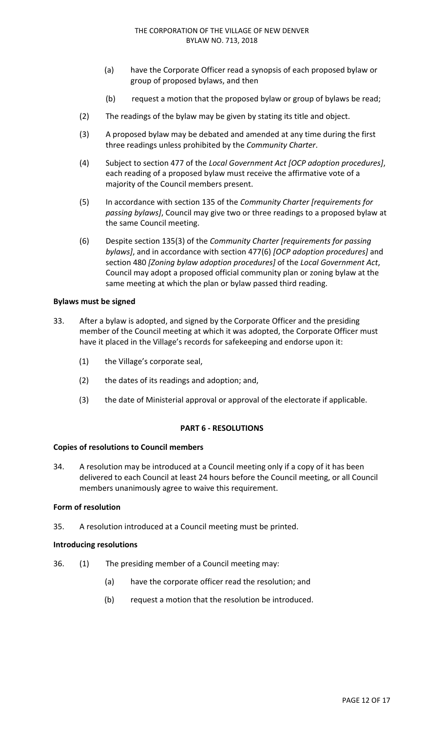(a) have the Corporate Officer read a synopsis of each proposed bylaw or group of proposed bylaws, and then

(b) request a motion that the proposed bylaw or group of bylaws be read;

(2) The readings of the bylaw may be given by stating its title and object.

(3) A proposed bylaw may be debated and amended at any time during the first three readings unless prohibited by the *Community Charter*.

(4) Subject to section 477 of the *Local Government Act [OCP adoption procedures]*, each reading of a proposed bylaw must receive the affirmative vote of a majority of the Council members present.

(5) In accordance with section 135 of the *Community Charter [requirements for passing bylaws]*, Council may give two or three readings to a proposed bylaw at the same Council meeting.

(6) Despite section 135(3) of the *Community Charter [requirements for passing bylaws]*, and in accordance with section 477(6) *[OCP adoption procedures]* and section 480 *[Zoning bylaw adoption procedures]* of the *Local Government Act*, Council may adopt a proposed official community plan or zoning bylaw at the same meeting at which the plan or bylaw passed third reading.

**Bylaws must be signed**

33. After a bylaw is adopted, and signed by the Corporate Officer and the presiding member of the Council meeting at which it was adopted, the Corporate Officer must have it placed in the Village's records for safekeeping and endorse upon it:

(1) the Village's corporate seal,

(2) the dates of its readings and adoption; and,

(3) the date of Ministerial approval or approval of the electorate if applicable.

**PART 6 - RESOLUTIONS**

**Copies of resolutions to Council members**

34. A resolution may be introduced at a Council meeting only if a copy of it has been delivered to each Council at least 24 hours before the Council meeting, or all Council members unanimously agree to waive this requirement.

**Form of resolution**

35. A resolution introduced at a Council meeting must be printed.

**Introducing resolutions**

36. (1) The presiding member of a Council meeting may:

(a) have the corporate officer read the resolution; and

(b) request a motion that the resolution be introduced.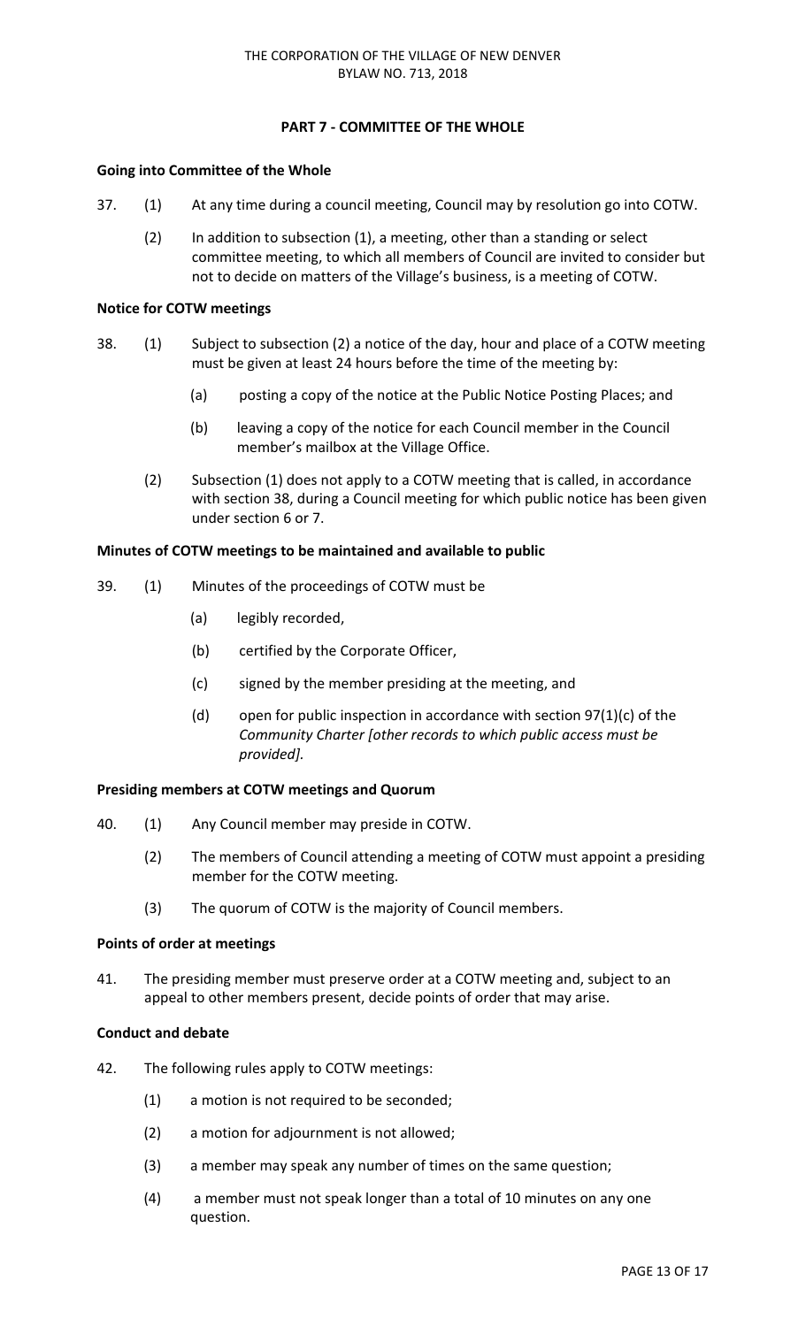## PART 7 - COMMITTEE OF THE WHOLE

**Going into Committee of the Whole**

37. (1) At any time during a council meeting, Council may by resolution go into COTW.

    (2) In addition to subsection (1), a meeting, other than a standing or select committee meeting, to which all members of Council are invited to consider but not to decide on matters of the Village's business, is a meeting of COTW.

**Notice for COTW meetings**

38. (1) Subject to subsection (2) a notice of the day, hour and place of a COTW meeting must be given at least 24 hours before the time of the meeting by:

    (a) posting a copy of the notice at the Public Notice Posting Places; and

    (b) leaving a copy of the notice for each Council member in the Council member's mailbox at the Village Office.

    (2) Subsection (1) does not apply to a COTW meeting that is called, in accordance with section 38, during a Council meeting for which public notice has been given under section 6 or 7.

**Minutes of COTW meetings to be maintained and available to public**

39. (1) Minutes of the proceedings of COTW must be

    (a) legibly recorded,

    (b) certified by the Corporate Officer,

    (c) signed by the member presiding at the meeting, and

    (d) open for public inspection in accordance with section 97(1)(c) of the *Community Charter [other records to which public access must be provided].*

**Presiding members at COTW meetings and Quorum**

40. (1) Any Council member may preside in COTW.

    (2) The members of Council attending a meeting of COTW must appoint a presiding member for the COTW meeting.

    (3) The quorum of COTW is the majority of Council members.

**Points of order at meetings**

41. The presiding member must preserve order at a COTW meeting and, subject to an appeal to other members present, decide points of order that may arise.

**Conduct and debate**

42. The following rules apply to COTW meetings:

    (1) a motion is not required to be seconded;

    (2) a motion for adjournment is not allowed;

    (3) a member may speak any number of times on the same question;

    (4) a member must not speak longer than a total of 10 minutes on any one question.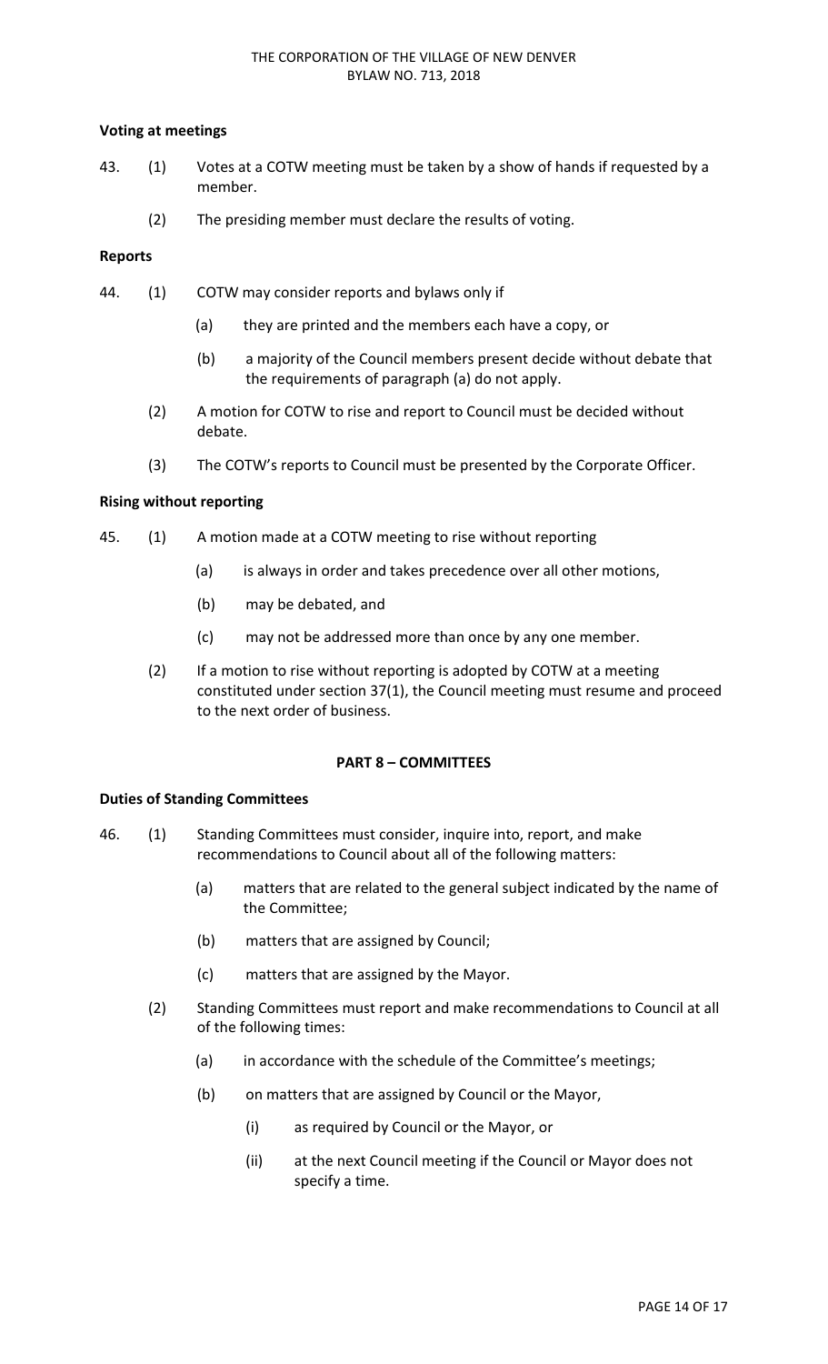**Voting at meetings**

43. (1) Votes at a COTW meeting must be taken by a show of hands if requested by a member.

    (2) The presiding member must declare the results of voting.

**Reports**

44. (1) COTW may consider reports and bylaws only if

        (a) they are printed and the members each have a copy, or

        (b) a majority of the Council members present decide without debate that the requirements of paragraph (a) do not apply.

    (2) A motion for COTW to rise and report to Council must be decided without debate.

    (3) The COTW's reports to Council must be presented by the Corporate Officer.

**Rising without reporting**

45. (1) A motion made at a COTW meeting to rise without reporting

        (a) is always in order and takes precedence over all other motions,

        (b) may be debated, and

        (c) may not be addressed more than once by any one member.

    (2) If a motion to rise without reporting is adopted by COTW at a meeting constituted under section 37(1), the Council meeting must resume and proceed to the next order of business.

## PART 8 – COMMITTEES

**Duties of Standing Committees**

46. (1) Standing Committees must consider, inquire into, report, and make recommendations to Council about all of the following matters:

        (a) matters that are related to the general subject indicated by the name of the Committee;

        (b) matters that are assigned by Council;

        (c) matters that are assigned by the Mayor.

    (2) Standing Committees must report and make recommendations to Council at all of the following times:

        (a) in accordance with the schedule of the Committee's meetings;

        (b) on matters that are assigned by Council or the Mayor,

            (i) as required by Council or the Mayor, or

            (ii) at the next Council meeting if the Council or Mayor does not specify a time.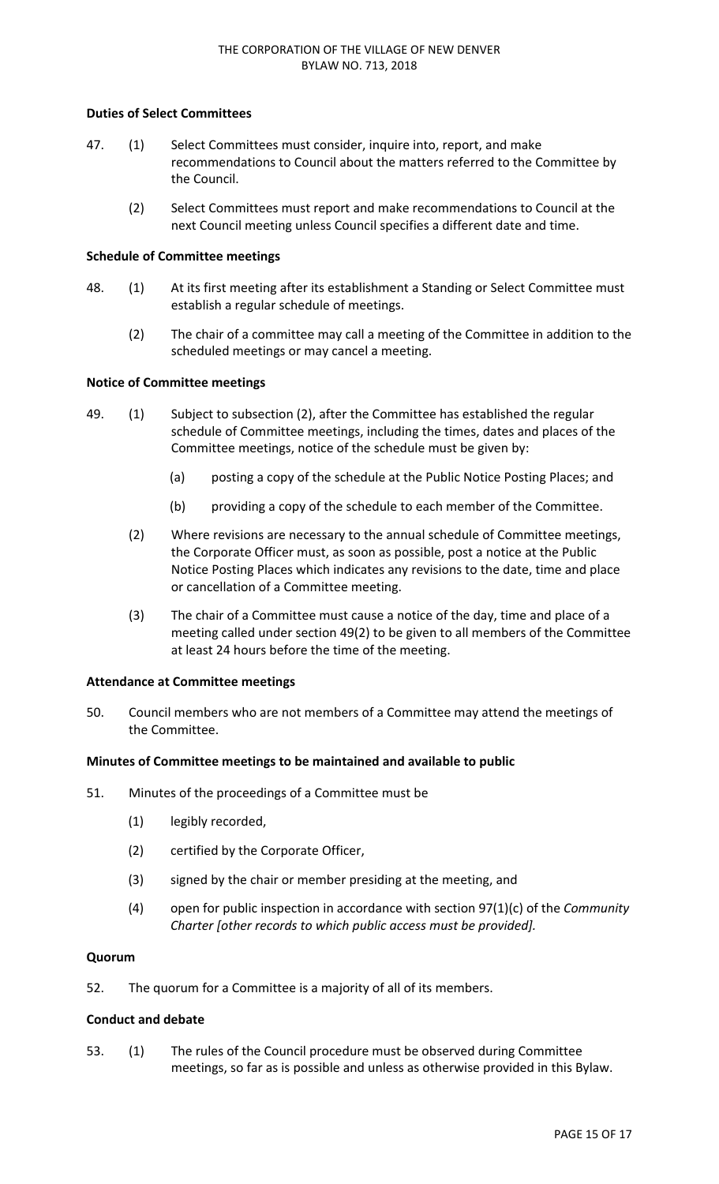**Duties of Select Committees**

47. (1) Select Committees must consider, inquire into, report, and make recommendations to Council about the matters referred to the Committee by the Council.

    (2) Select Committees must report and make recommendations to Council at the next Council meeting unless Council specifies a different date and time.

**Schedule of Committee meetings**

48. (1) At its first meeting after its establishment a Standing or Select Committee must establish a regular schedule of meetings.

    (2) The chair of a committee may call a meeting of the Committee in addition to the scheduled meetings or may cancel a meeting.

**Notice of Committee meetings**

49. (1) Subject to subsection (2), after the Committee has established the regular schedule of Committee meetings, including the times, dates and places of the Committee meetings, notice of the schedule must be given by:

    (a) posting a copy of the schedule at the Public Notice Posting Places; and

    (b) providing a copy of the schedule to each member of the Committee.

    (2) Where revisions are necessary to the annual schedule of Committee meetings, the Corporate Officer must, as soon as possible, post a notice at the Public Notice Posting Places which indicates any revisions to the date, time and place or cancellation of a Committee meeting.

    (3) The chair of a Committee must cause a notice of the day, time and place of a meeting called under section 49(2) to be given to all members of the Committee at least 24 hours before the time of the meeting.

**Attendance at Committee meetings**

50. Council members who are not members of a Committee may attend the meetings of the Committee.

**Minutes of Committee meetings to be maintained and available to public**

51. Minutes of the proceedings of a Committee must be

    (1) legibly recorded,

    (2) certified by the Corporate Officer,

    (3) signed by the chair or member presiding at the meeting, and

    (4) open for public inspection in accordance with section 97(1)(c) of the *Community Charter [other records to which public access must be provided].*

**Quorum**

52. The quorum for a Committee is a majority of all of its members.

**Conduct and debate**

53. (1) The rules of the Council procedure must be observed during Committee meetings, so far as is possible and unless as otherwise provided in this Bylaw.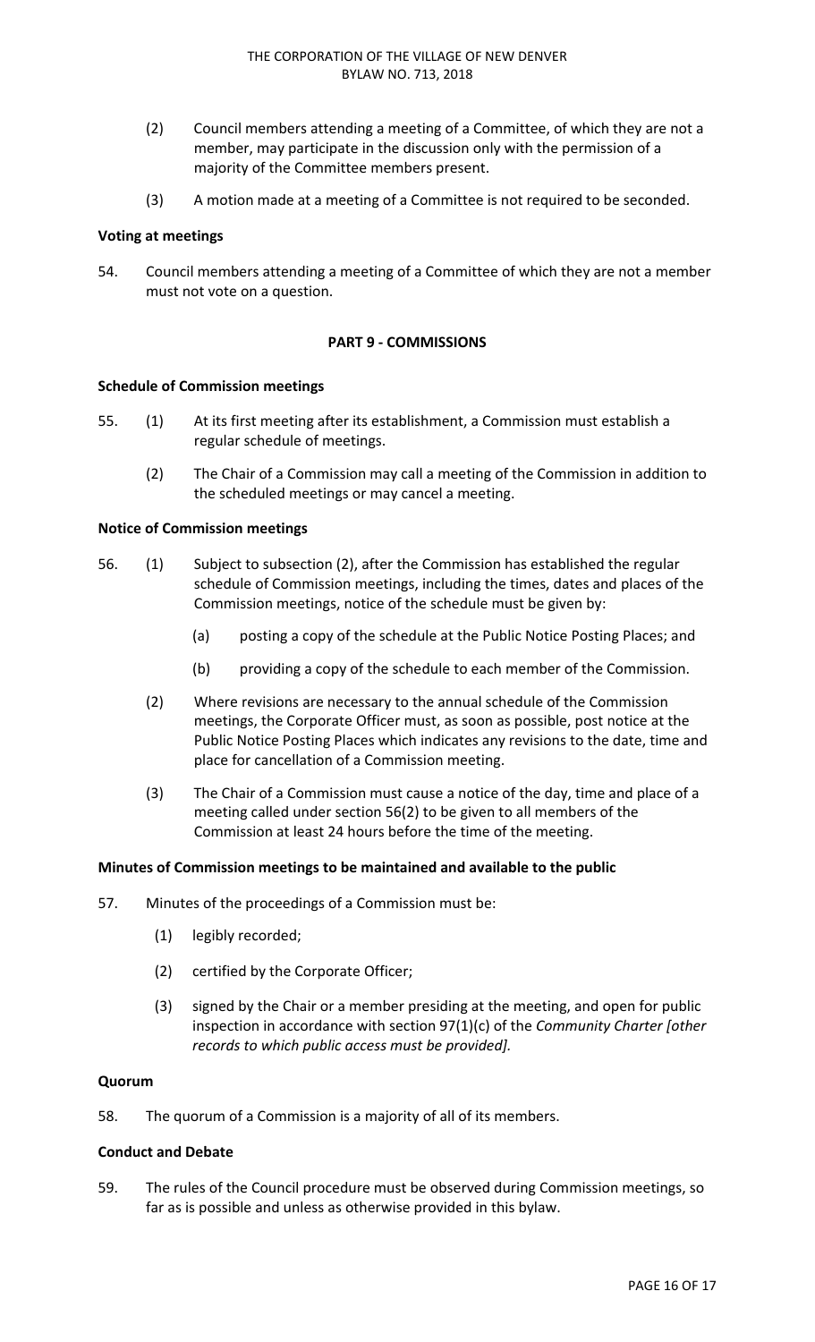(2) Council members attending a meeting of a Committee, of which they are not a member, may participate in the discussion only with the permission of a majority of the Committee members present.

(3) A motion made at a meeting of a Committee is not required to be seconded.

**Voting at meetings**

54. Council members attending a meeting of a Committee of which they are not a member must not vote on a question.

**PART 9 - COMMISSIONS**

**Schedule of Commission meetings**

55. (1) At its first meeting after its establishment, a Commission must establish a regular schedule of meetings.

(2) The Chair of a Commission may call a meeting of the Commission in addition to the scheduled meetings or may cancel a meeting.

**Notice of Commission meetings**

56. (1) Subject to subsection (2), after the Commission has established the regular schedule of Commission meetings, including the times, dates and places of the Commission meetings, notice of the schedule must be given by:

(a) posting a copy of the schedule at the Public Notice Posting Places; and

(b) providing a copy of the schedule to each member of the Commission.

(2) Where revisions are necessary to the annual schedule of the Commission meetings, the Corporate Officer must, as soon as possible, post notice at the Public Notice Posting Places which indicates any revisions to the date, time and place for cancellation of a Commission meeting.

(3) The Chair of a Commission must cause a notice of the day, time and place of a meeting called under section 56(2) to be given to all members of the Commission at least 24 hours before the time of the meeting.

**Minutes of Commission meetings to be maintained and available to the public**

57. Minutes of the proceedings of a Commission must be:

(1) legibly recorded;

(2) certified by the Corporate Officer;

(3) signed by the Chair or a member presiding at the meeting, and open for public inspection in accordance with section 97(1)(c) of the *Community Charter [other records to which public access must be provided].*

**Quorum**

58. The quorum of a Commission is a majority of all of its members.

**Conduct and Debate**

59. The rules of the Council procedure must be observed during Commission meetings, so far as is possible and unless as otherwise provided in this bylaw.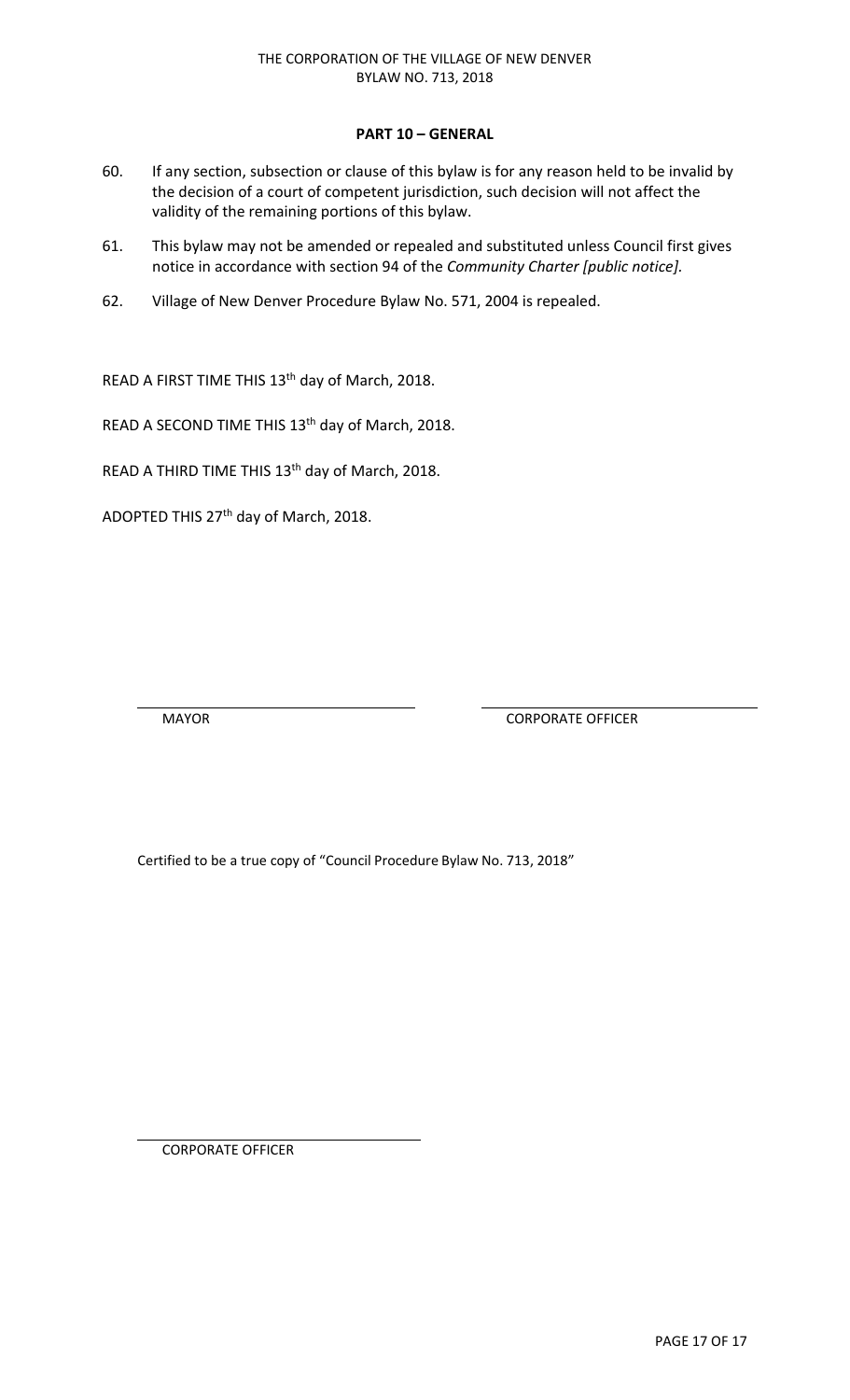## PART 10 – GENERAL

60. If any section, subsection or clause of this bylaw is for any reason held to be invalid by the decision of a court of competent jurisdiction, such decision will not affect the validity of the remaining portions of this bylaw.

61. This bylaw may not be amended or repealed and substituted unless Council first gives notice in accordance with section 94 of the *Community Charter [public notice]*.

62. Village of New Denver Procedure Bylaw No. 571, 2004 is repealed.

READ A FIRST TIME THIS 13th day of March, 2018.

READ A SECOND TIME THIS 13th day of March, 2018.

READ A THIRD TIME THIS 13th day of March, 2018.

ADOPTED THIS 27th day of March, 2018.

MAYOR

CORPORATE OFFICER

Certified to be a true copy of "Council Procedure Bylaw No. 713, 2018"

CORPORATE OFFICER